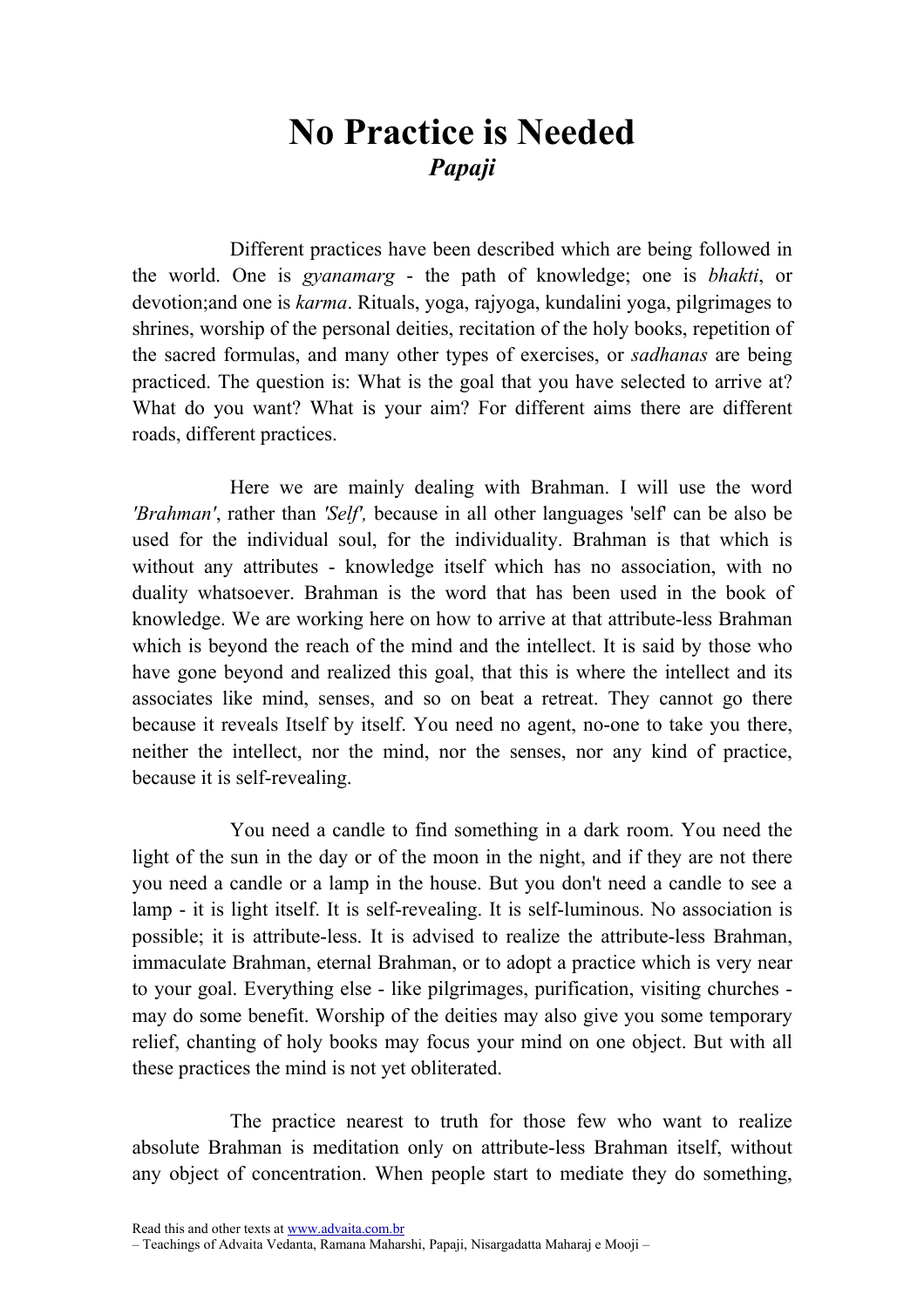# No Practice is Needed

***Papaji***

Different practices have been described which are being followed in the world. One is *gyanamarg* - the path of knowledge; one is *bhakti*, or devotion;and one is *karma*. Rituals, yoga, rajyoga, kundalini yoga, pilgrimages to shrines, worship of the personal deities, recitation of the holy books, repetition of the sacred formulas, and many other types of exercises, or *sadhanas* are being practiced. The question is: What is the goal that you have selected to arrive at? What do you want? What is your aim? For different aims there are different roads, different practices.

Here we are mainly dealing with Brahman. I will use the word *'Brahman'*, rather than *'Self',* because in all other languages 'self' can be also be used for the individual soul, for the individuality. Brahman is that which is without any attributes - knowledge itself which has no association, with no duality whatsoever. Brahman is the word that has been used in the book of knowledge. We are working here on how to arrive at that attribute-less Brahman which is beyond the reach of the mind and the intellect. It is said by those who have gone beyond and realized this goal, that this is where the intellect and its associates like mind, senses, and so on beat a retreat. They cannot go there because it reveals Itself by itself. You need no agent, no-one to take you there, neither the intellect, nor the mind, nor the senses, nor any kind of practice, because it is self-revealing.

You need a candle to find something in a dark room. You need the light of the sun in the day or of the moon in the night, and if they are not there you need a candle or a lamp in the house. But you don't need a candle to see a lamp - it is light itself. It is self-revealing. It is self-luminous. No association is possible; it is attribute-less. It is advised to realize the attribute-less Brahman, immaculate Brahman, eternal Brahman, or to adopt a practice which is very near to your goal. Everything else - like pilgrimages, purification, visiting churches - may do some benefit. Worship of the deities may also give you some temporary relief, chanting of holy books may focus your mind on one object. But with all these practices the mind is not yet obliterated.

The practice nearest to truth for those few who want to realize absolute Brahman is meditation only on attribute-less Brahman itself, without any object of concentration. When people start to mediate they do something,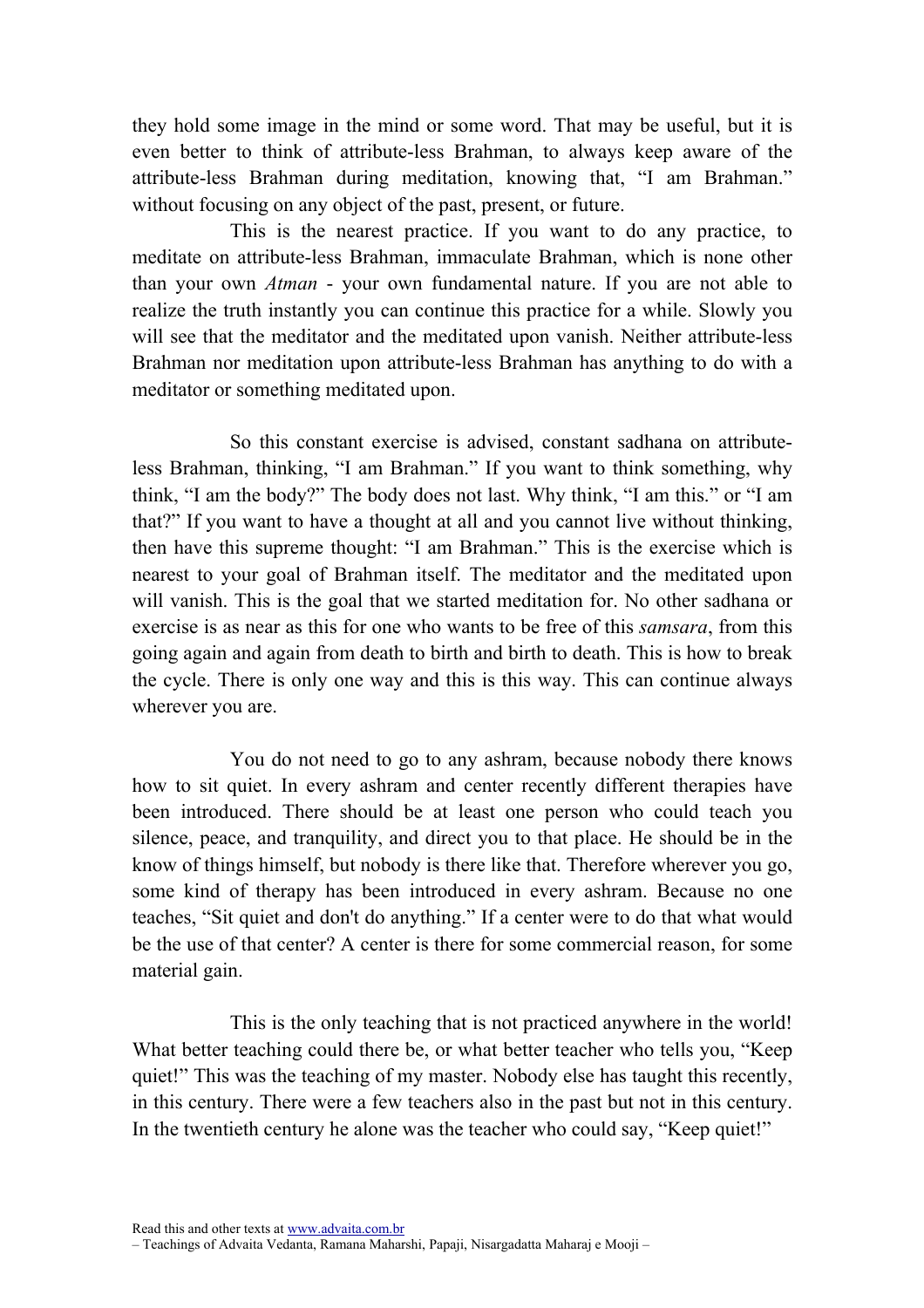they hold some image in the mind or some word. That may be useful, but it is even better to think of attribute-less Brahman, to always keep aware of the attribute-less Brahman during meditation, knowing that, "I am Brahman." without focusing on any object of the past, present, or future.

This is the nearest practice. If you want to do any practice, to meditate on attribute-less Brahman, immaculate Brahman, which is none other than your own *Atman* - your own fundamental nature. If you are not able to realize the truth instantly you can continue this practice for a while. Slowly you will see that the meditator and the meditated upon vanish. Neither attribute-less Brahman nor meditation upon attribute-less Brahman has anything to do with a meditator or something meditated upon.

So this constant exercise is advised, constant sadhana on attribute-less Brahman, thinking, "I am Brahman." If you want to think something, why think, "I am the body?" The body does not last. Why think, "I am this." or "I am that?" If you want to have a thought at all and you cannot live without thinking, then have this supreme thought: "I am Brahman." This is the exercise which is nearest to your goal of Brahman itself. The meditator and the meditated upon will vanish. This is the goal that we started meditation for. No other sadhana or exercise is as near as this for one who wants to be free of this *samsara*, from this going again and again from death to birth and birth to death. This is how to break the cycle. There is only one way and this is this way. This can continue always wherever you are.

You do not need to go to any ashram, because nobody there knows how to sit quiet. In every ashram and center recently different therapies have been introduced. There should be at least one person who could teach you silence, peace, and tranquility, and direct you to that place. He should be in the know of things himself, but nobody is there like that. Therefore wherever you go, some kind of therapy has been introduced in every ashram. Because no one teaches, "Sit quiet and don't do anything." If a center were to do that what would be the use of that center? A center is there for some commercial reason, for some material gain.

This is the only teaching that is not practiced anywhere in the world! What better teaching could there be, or what better teacher who tells you, "Keep quiet!" This was the teaching of my master. Nobody else has taught this recently, in this century. There were a few teachers also in the past but not in this century. In the twentieth century he alone was the teacher who could say, "Keep quiet!"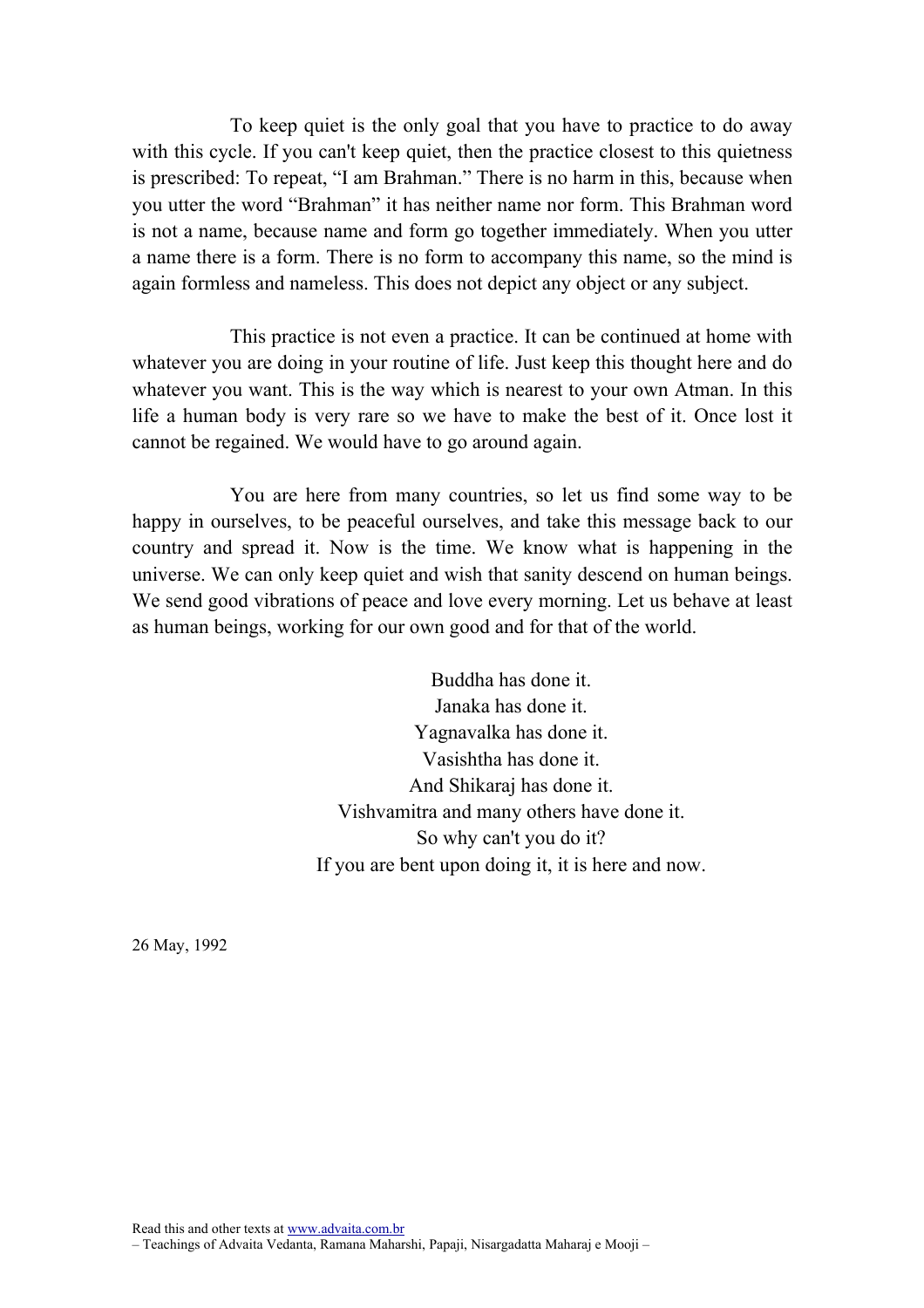To keep quiet is the only goal that you have to practice to do away with this cycle. If you can't keep quiet, then the practice closest to this quietness is prescribed: To repeat, "I am Brahman." There is no harm in this, because when you utter the word "Brahman" it has neither name nor form. This Brahman word is not a name, because name and form go together immediately. When you utter a name there is a form. There is no form to accompany this name, so the mind is again formless and nameless. This does not depict any object or any subject.

This practice is not even a practice. It can be continued at home with whatever you are doing in your routine of life. Just keep this thought here and do whatever you want. This is the way which is nearest to your own Atman. In this life a human body is very rare so we have to make the best of it. Once lost it cannot be regained. We would have to go around again.

You are here from many countries, so let us find some way to be happy in ourselves, to be peaceful ourselves, and take this message back to our country and spread it. Now is the time. We know what is happening in the universe. We can only keep quiet and wish that sanity descend on human beings. We send good vibrations of peace and love every morning. Let us behave at least as human beings, working for our own good and for that of the world.

Buddha has done it.
Janaka has done it.
Yagnavalka has done it.
Vasishtha has done it.
And Shikaraj has done it.
Vishvamitra and many others have done it.
So why can't you do it?
If you are bent upon doing it, it is here and now.

26 May, 1992

Read this and other texts at www.advaita.com.br
– Teachings of Advaita Vedanta, Ramana Maharshi, Papaji, Nisargadatta Maharaj e Mooji –